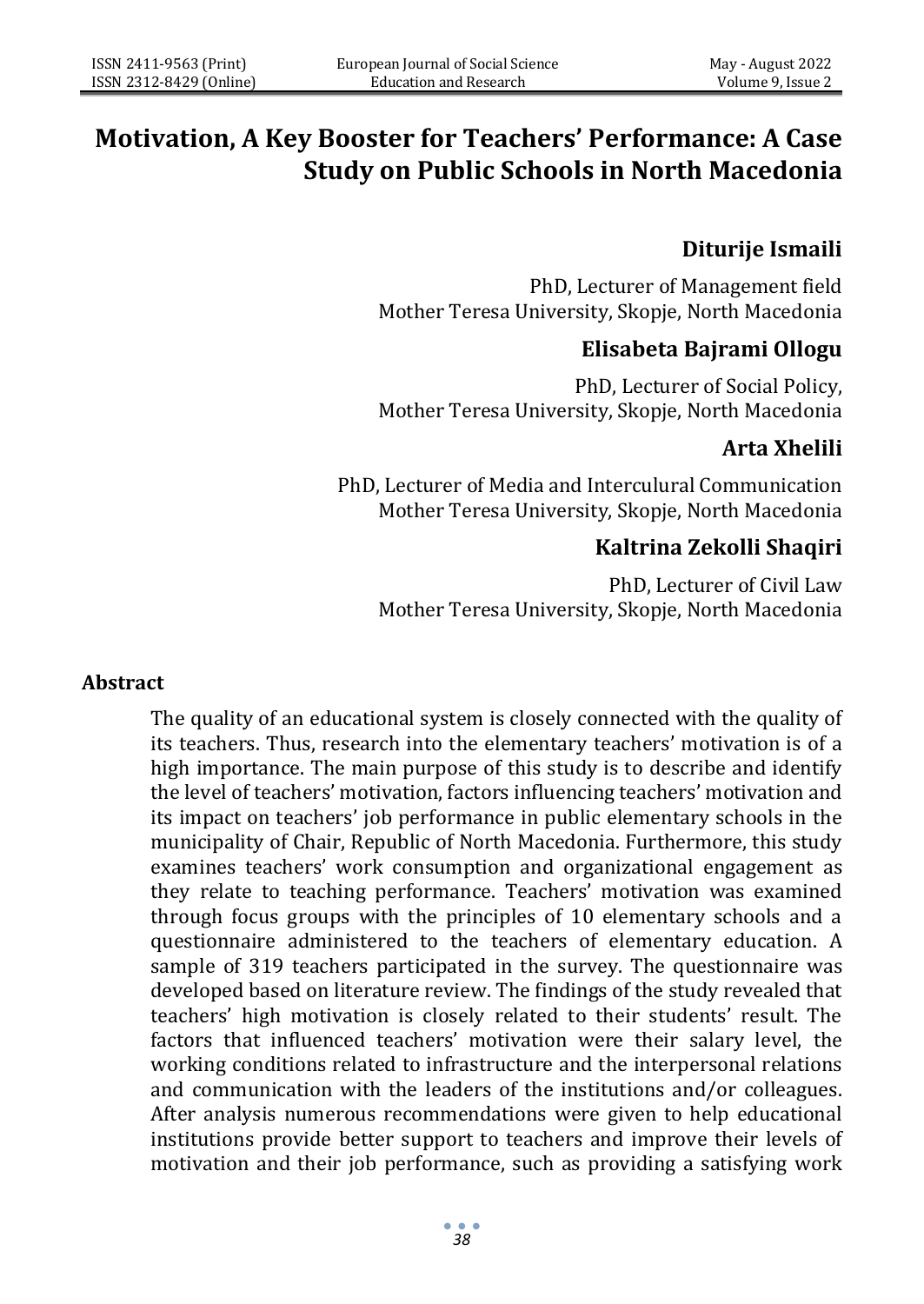# Motivation, A Key Booster for Teachers' Performance: A Case Study on Public Schools in North Macedonia

**Diturije Ismaili**

PhD, Lecturer of Management field
Mother Teresa University, Skopje, North Macedonia

**Elisabeta Bajrami Ollogu**

PhD, Lecturer of Social Policy,
Mother Teresa University, Skopje, North Macedonia

**Arta Xhelili**

PhD, Lecturer of Media and Intercultural Communication
Mother Teresa University, Skopje, North Macedonia

**Kaltrina Zekolli Shaqiri**

PhD, Lecturer of Civil Law
Mother Teresa University, Skopje, North Macedonia

## Abstract

The quality of an educational system is closely connected with the quality of its teachers. Thus, research into the elementary teachers' motivation is of a high importance. The main purpose of this study is to describe and identify the level of teachers' motivation, factors influencing teachers' motivation and its impact on teachers' job performance in public elementary schools in the municipality of Chair, Republic of North Macedonia. Furthermore, this study examines teachers' work consumption and organizational engagement as they relate to teaching performance. Teachers' motivation was examined through focus groups with the principles of 10 elementary schools and a questionnaire administered to the teachers of elementary education. A sample of 319 teachers participated in the survey. The questionnaire was developed based on literature review. The findings of the study revealed that teachers' high motivation is closely related to their students' result. The factors that influenced teachers' motivation were their salary level, the working conditions related to infrastructure and the interpersonal relations and communication with the leaders of the institutions and/or colleagues. After analysis numerous recommendations were given to help educational institutions provide better support to teachers and improve their levels of motivation and their job performance, such as providing a satisfying work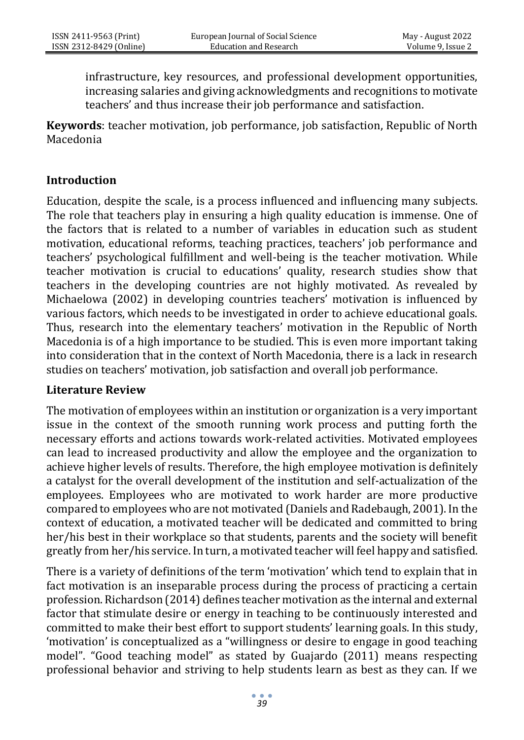infrastructure, key resources, and professional development opportunities, increasing salaries and giving acknowledgments and recognitions to motivate teachers' and thus increase their job performance and satisfaction.

**Keywords**: teacher motivation, job performance, job satisfaction, Republic of North Macedonia

## Introduction

Education, despite the scale, is a process influenced and influencing many subjects. The role that teachers play in ensuring a high quality education is immense. One of the factors that is related to a number of variables in education such as student motivation, educational reforms, teaching practices, teachers' job performance and teachers' psychological fulfillment and well-being is the teacher motivation. While teacher motivation is crucial to educations' quality, research studies show that teachers in the developing countries are not highly motivated. As revealed by Michaelowa (2002) in developing countries teachers' motivation is influenced by various factors, which needs to be investigated in order to achieve educational goals. Thus, research into the elementary teachers' motivation in the Republic of North Macedonia is of a high importance to be studied. This is even more important taking into consideration that in the context of North Macedonia, there is a lack in research studies on teachers' motivation, job satisfaction and overall job performance.

## Literature Review

The motivation of employees within an institution or organization is a very important issue in the context of the smooth running work process and putting forth the necessary efforts and actions towards work-related activities. Motivated employees can lead to increased productivity and allow the employee and the organization to achieve higher levels of results. Therefore, the high employee motivation is definitely a catalyst for the overall development of the institution and self-actualization of the employees. Employees who are motivated to work harder are more productive compared to employees who are not motivated (Daniels and Radebaugh, 2001). In the context of education, a motivated teacher will be dedicated and committed to bring her/his best in their workplace so that students, parents and the society will benefit greatly from her/his service. In turn, a motivated teacher will feel happy and satisfied.

There is a variety of definitions of the term 'motivation' which tend to explain that in fact motivation is an inseparable process during the process of practicing a certain profession. Richardson (2014) defines teacher motivation as the internal and external factor that stimulate desire or energy in teaching to be continuously interested and committed to make their best effort to support students' learning goals. In this study, 'motivation' is conceptualized as a "willingness or desire to engage in good teaching model". "Good teaching model" as stated by Guajardo (2011) means respecting professional behavior and striving to help students learn as best as they can. If we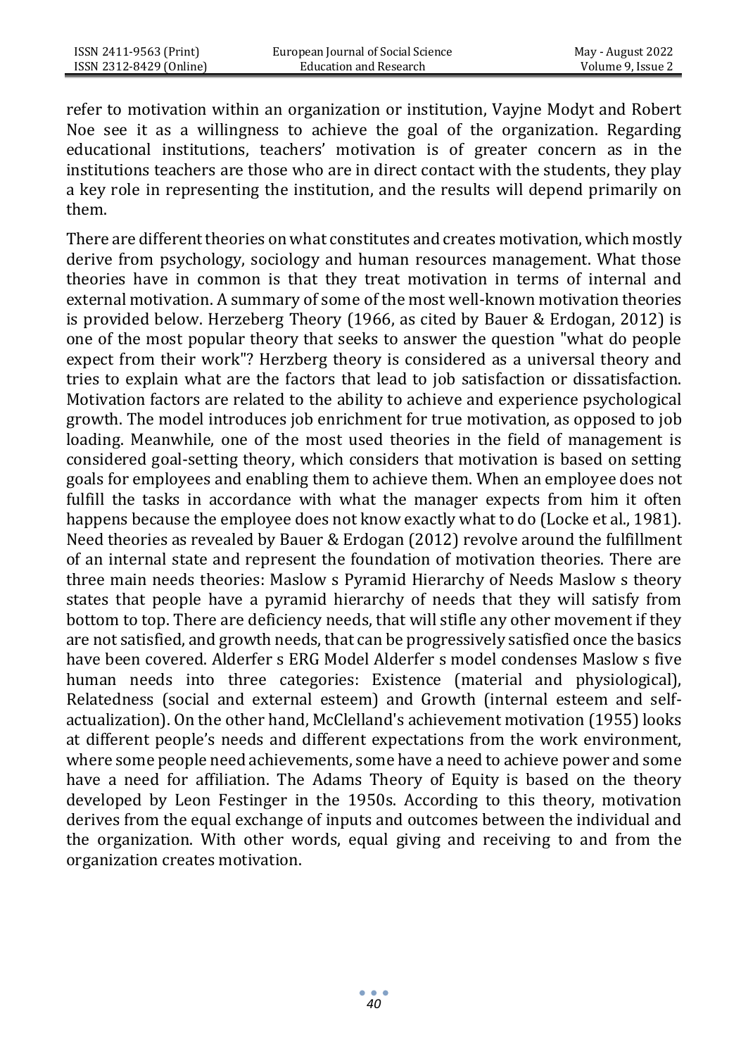refer to motivation within an organization or institution, Vayjne Modyt and Robert Noe see it as a willingness to achieve the goal of the organization. Regarding educational institutions, teachers' motivation is of greater concern as in the institutions teachers are those who are in direct contact with the students, they play a key role in representing the institution, and the results will depend primarily on them.

There are different theories on what constitutes and creates motivation, which mostly derive from psychology, sociology and human resources management. What those theories have in common is that they treat motivation in terms of internal and external motivation. A summary of some of the most well-known motivation theories is provided below. Herzeberg Theory (1966, as cited by Bauer & Erdogan, 2012) is one of the most popular theory that seeks to answer the question "what do people expect from their work"? Herzberg theory is considered as a universal theory and tries to explain what are the factors that lead to job satisfaction or dissatisfaction. Motivation factors are related to the ability to achieve and experience psychological growth. The model introduces job enrichment for true motivation, as opposed to job loading. Meanwhile, one of the most used theories in the field of management is considered goal-setting theory, which considers that motivation is based on setting goals for employees and enabling them to achieve them. When an employee does not fulfill the tasks in accordance with what the manager expects from him it often happens because the employee does not know exactly what to do (Locke et al., 1981). Need theories as revealed by Bauer & Erdogan (2012) revolve around the fulfillment of an internal state and represent the foundation of motivation theories. There are three main needs theories: Maslow s Pyramid Hierarchy of Needs Maslow s theory states that people have a pyramid hierarchy of needs that they will satisfy from bottom to top. There are deficiency needs, that will stifle any other movement if they are not satisfied, and growth needs, that can be progressively satisfied once the basics have been covered. Alderfer s ERG Model Alderfer s model condenses Maslow s five human needs into three categories: Existence (material and physiological), Relatedness (social and external esteem) and Growth (internal esteem and self-actualization). On the other hand, McClelland's achievement motivation (1955) looks at different people's needs and different expectations from the work environment, where some people need achievements, some have a need to achieve power and some have a need for affiliation. The Adams Theory of Equity is based on the theory developed by Leon Festinger in the 1950s. According to this theory, motivation derives from the equal exchange of inputs and outcomes between the individual and the organization. With other words, equal giving and receiving to and from the organization creates motivation.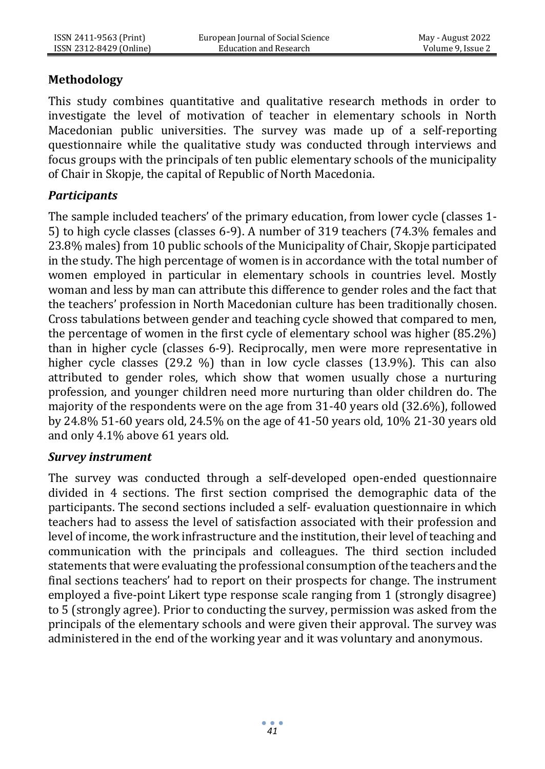## Methodology

This study combines quantitative and qualitative research methods in order to investigate the level of motivation of teacher in elementary schools in North Macedonian public universities. The survey was made up of a self-reporting questionnaire while the qualitative study was conducted through interviews and focus groups with the principals of ten public elementary schools of the municipality of Chair in Skopje, the capital of Republic of North Macedonia.

### *Participants*

The sample included teachers' of the primary education, from lower cycle (classes 1-5) to high cycle classes (classes 6-9). A number of 319 teachers (74.3% females and 23.8% males) from 10 public schools of the Municipality of Chair, Skopje participated in the study. The high percentage of women is in accordance with the total number of women employed in particular in elementary schools in countries level. Mostly woman and less by man can attribute this difference to gender roles and the fact that the teachers' profession in North Macedonian culture has been traditionally chosen. Cross tabulations between gender and teaching cycle showed that compared to men, the percentage of women in the first cycle of elementary school was higher (85.2%) than in higher cycle (classes 6-9). Reciprocally, men were more representative in higher cycle classes (29.2 %) than in low cycle classes (13.9%). This can also attributed to gender roles, which show that women usually chose a nurturing profession, and younger children need more nurturing than older children do. The majority of the respondents were on the age from 31-40 years old (32.6%), followed by 24.8% 51-60 years old, 24.5% on the age of 41-50 years old, 10% 21-30 years old and only 4.1% above 61 years old.

### *Survey instrument*

The survey was conducted through a self-developed open-ended questionnaire divided in 4 sections. The first section comprised the demographic data of the participants. The second sections included a self- evaluation questionnaire in which teachers had to assess the level of satisfaction associated with their profession and level of income, the work infrastructure and the institution, their level of teaching and communication with the principals and colleagues. The third section included statements that were evaluating the professional consumption of the teachers and the final sections teachers' had to report on their prospects for change. The instrument employed a five-point Likert type response scale ranging from 1 (strongly disagree) to 5 (strongly agree). Prior to conducting the survey, permission was asked from the principals of the elementary schools and were given their approval. The survey was administered in the end of the working year and it was voluntary and anonymous.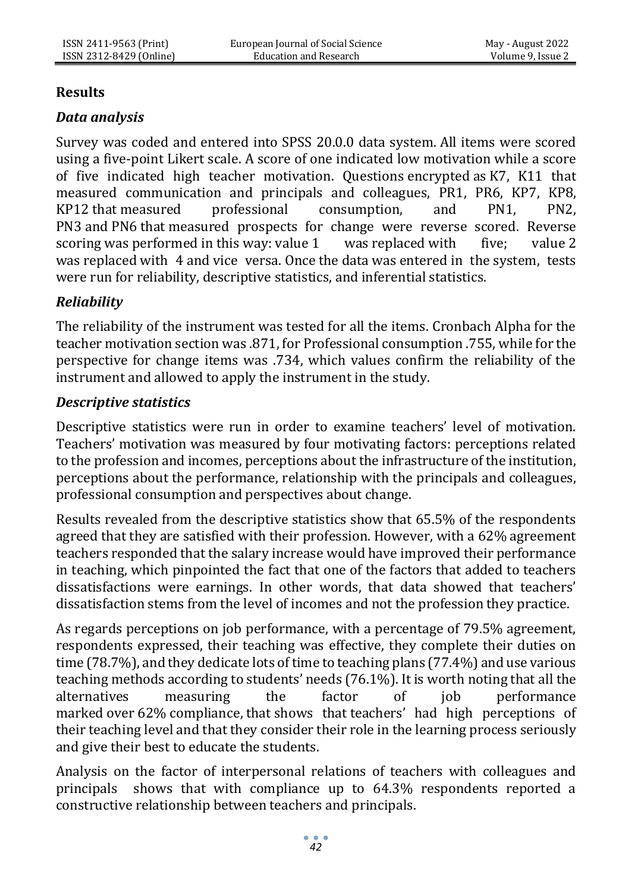## Results

### *Data analysis*

Survey was coded and entered into SPSS 20.0.0 data system. All items were scored using a five-point Likert scale. A score of one indicated low motivation while a score of five indicated high teacher motivation. Questions encrypted as K7, K11 that measured communication and principals and colleagues, PR1, PR6, KP7, KP8, KP12 that measured professional consumption, and PN1, PN2, PN3 and PN6 that measured prospects for change were reverse scored. Reverse scoring was performed in this way: value 1 was replaced with five; value 2 was replaced with 4 and vice versa. Once the data was entered in the system, tests were run for reliability, descriptive statistics, and inferential statistics.

### *Reliability*

The reliability of the instrument was tested for all the items. Cronbach Alpha for the teacher motivation section was .871, for Professional consumption .755, while for the perspective for change items was .734, which values confirm the reliability of the instrument and allowed to apply the instrument in the study.

### *Descriptive statistics*

Descriptive statistics were run in order to examine teachers' level of motivation. Teachers' motivation was measured by four motivating factors: perceptions related to the profession and incomes, perceptions about the infrastructure of the institution, perceptions about the performance, relationship with the principals and colleagues, professional consumption and perspectives about change.

Results revealed from the descriptive statistics show that 65.5% of the respondents agreed that they are satisfied with their profession. However, with a 62% agreement teachers responded that the salary increase would have improved their performance in teaching, which pinpointed the fact that one of the factors that added to teachers dissatisfactions were earnings. In other words, that data showed that teachers' dissatisfaction stems from the level of incomes and not the profession they practice.

As regards perceptions on job performance, with a percentage of 79.5% agreement, respondents expressed, their teaching was effective, they complete their duties on time (78.7%), and they dedicate lots of time to teaching plans (77.4%) and use various teaching methods according to students' needs (76.1%). It is worth noting that all the alternatives measuring the factor of job performance marked over 62% compliance, that shows that teachers' had high perceptions of their teaching level and that they consider their role in the learning process seriously and give their best to educate the students.

Analysis on the factor of interpersonal relations of teachers with colleagues and principals shows that with compliance up to 64.3% respondents reported a constructive relationship between teachers and principals.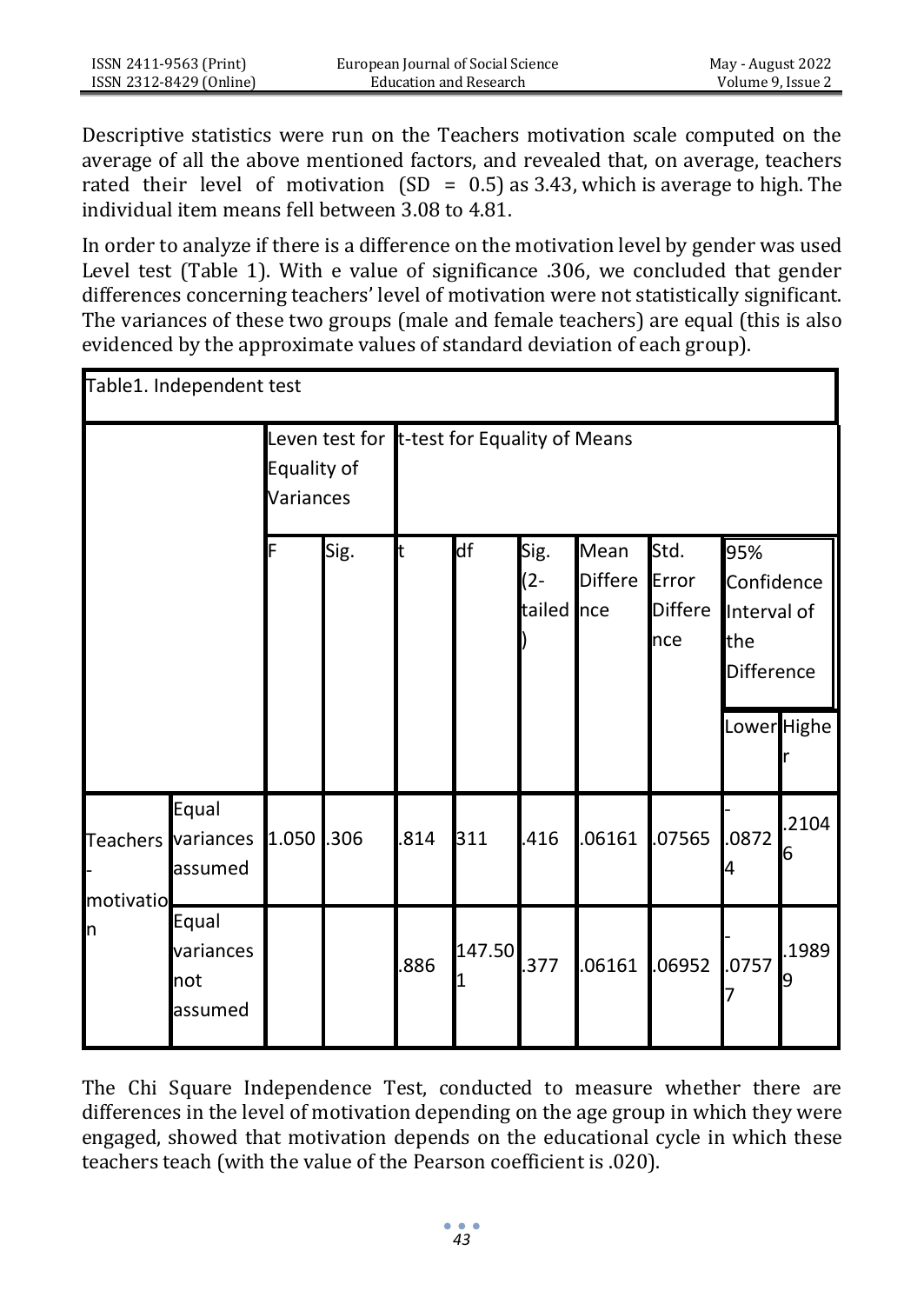Descriptive statistics were run on the Teachers motivation scale computed on the average of all the above mentioned factors, and revealed that, on average, teachers rated their level of motivation (SD = 0.5) as 3.43, which is average to high. The individual item means fell between 3.08 to 4.81.

In order to analyze if there is a difference on the motivation level by gender was used Level test (Table 1). With e value of significance .306, we concluded that gender differences concerning teachers' level of motivation were not statistically significant. The variances of these two groups (male and female teachers) are equal (this is also evidenced by the approximate values of standard deviation of each group).

Table1. Independent test

| | | Leven test for Equality of Variances | | t-test for Equality of Means | | | | | | |
|---|---|---|---|---|---|---|---|---|---|---|
| | | F | Sig. | t | df | Sig. (2-tailed) | Mean Difference | Std. Error Difference | 95% Confidence Interval of the Difference | |
| | | | | | | | | | Lower | Higher |
| Teachers-motivation | Equal variances assumed | 1.050 | .306 | .814 | 311 | .416 | .06161 | .07565 | -.08724 | .21046 |
| | Equal variances not assumed | | | .886 | 147.501 | .377 | .06161 | .06952 | -.07577 | .19899 |

The Chi Square Independence Test, conducted to measure whether there are differences in the level of motivation depending on the age group in which they were engaged, showed that motivation depends on the educational cycle in which these teachers teach (with the value of the Pearson coefficient is .020).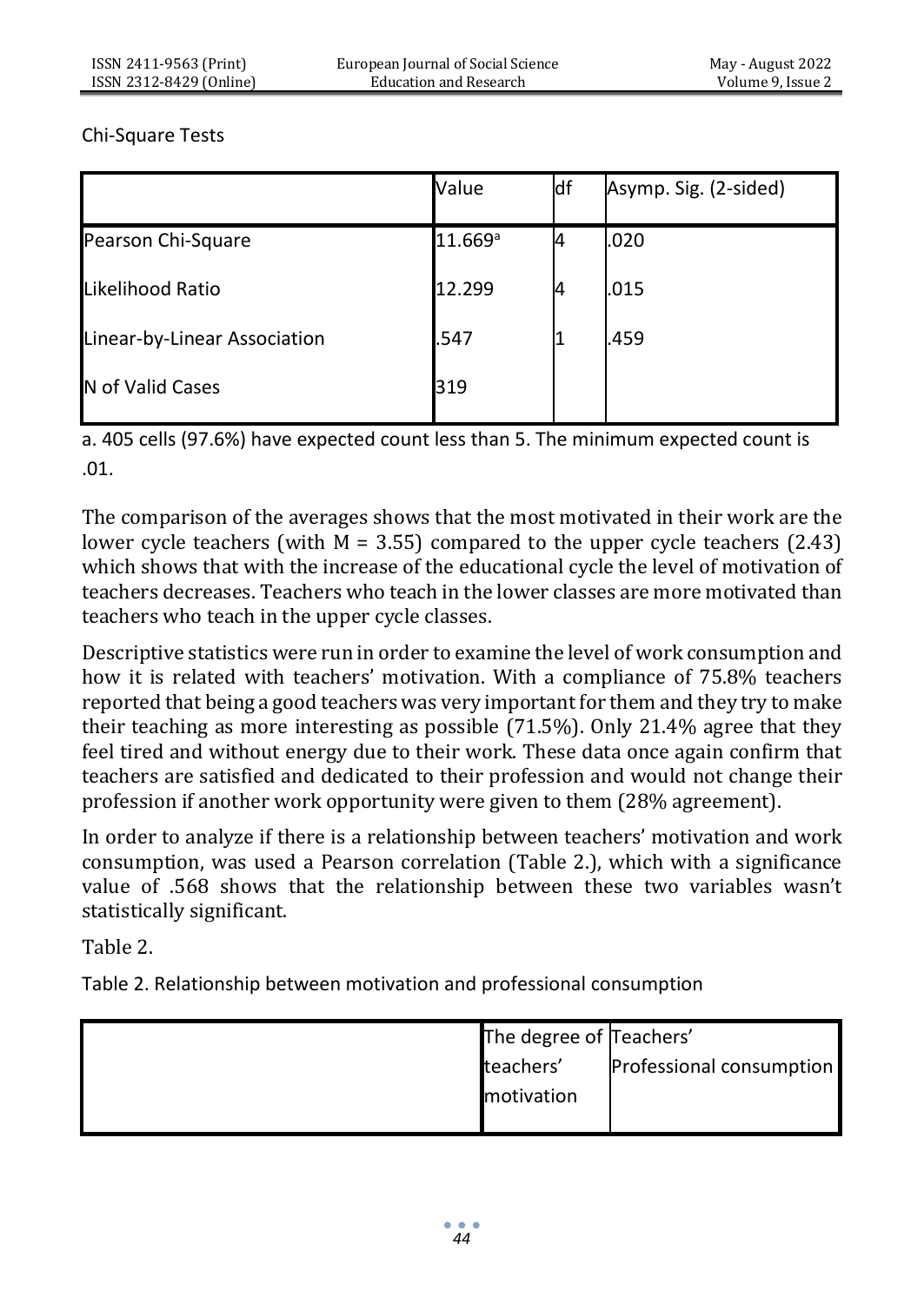Chi-Square Tests

| | Value | df | Asymp. Sig. (2-sided) |
|---|---|---|---|
| Pearson Chi-Square | 11.669[a] | 4 | .020 |
| Likelihood Ratio | 12.299 | 4 | .015 |
| Linear-by-Linear Association | .547 | 1 | .459 |
| N of Valid Cases | 319 | | |

a. 405 cells (97.6%) have expected count less than 5. The minimum expected count is .01.

The comparison of the averages shows that the most motivated in their work are the lower cycle teachers (with M = 3.55) compared to the upper cycle teachers (2.43) which shows that with the increase of the educational cycle the level of motivation of teachers decreases. Teachers who teach in the lower classes are more motivated than teachers who teach in the upper cycle classes.

Descriptive statistics were run in order to examine the level of work consumption and how it is related with teachers' motivation. With a compliance of 75.8% teachers reported that being a good teachers was very important for them and they try to make their teaching as more interesting as possible (71.5%). Only 21.4% agree that they feel tired and without energy due to their work. These data once again confirm that teachers are satisfied and dedicated to their profession and would not change their profession if another work opportunity were given to them (28% agreement).

In order to analyze if there is a relationship between teachers' motivation and work consumption, was used a Pearson correlation (Table 2.), which with a significance value of .568 shows that the relationship between these two variables wasn't statistically significant.

Table 2.

Table 2. Relationship between motivation and professional consumption

| | The degree of teachers' motivation | Teachers' Professional consumption |
|---|---|---|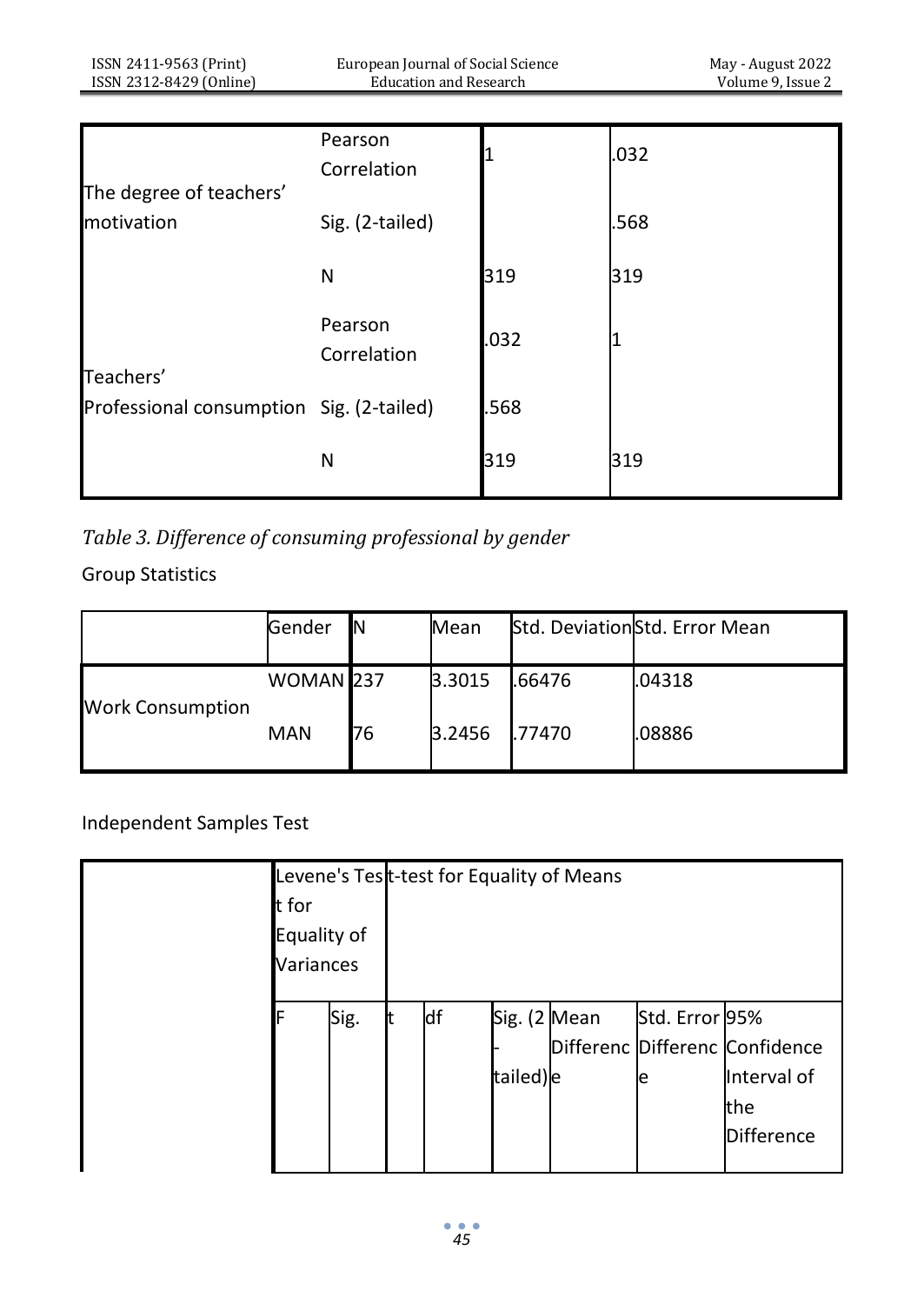| | | | |
|---|---|---|---|
| The degree of teachers' motivation | Pearson Correlation | 1 | .032 |
| | Sig. (2-tailed) | | .568 |
| | N | 319 | 319 |
| Teachers' Professional consumption | Pearson Correlation | .032 | 1 |
| | Sig. (2-tailed) | .568 | |
| | N | 319 | 319 |

*Table 3. Difference of consuming professional by gender*

Group Statistics

| | Gender | N | Mean | Std. Deviation | Std. Error Mean |
|---|---|---|---|---|---|
| Work Consumption | WOMAN | 237 | 3.3015 | .66476 | .04318 |
| | MAN | 76 | 3.2456 | .77470 | .08886 |

Independent Samples Test

| | Levene's Test for Equality of Variances | | t-test for Equality of Means | | | | | |
|---|---|---|---|---|---|---|---|---|
| | F | Sig. | t | df | Sig. (2-tailed) | Mean Difference | Std. Error Difference | 95% Confidence Interval of the Difference |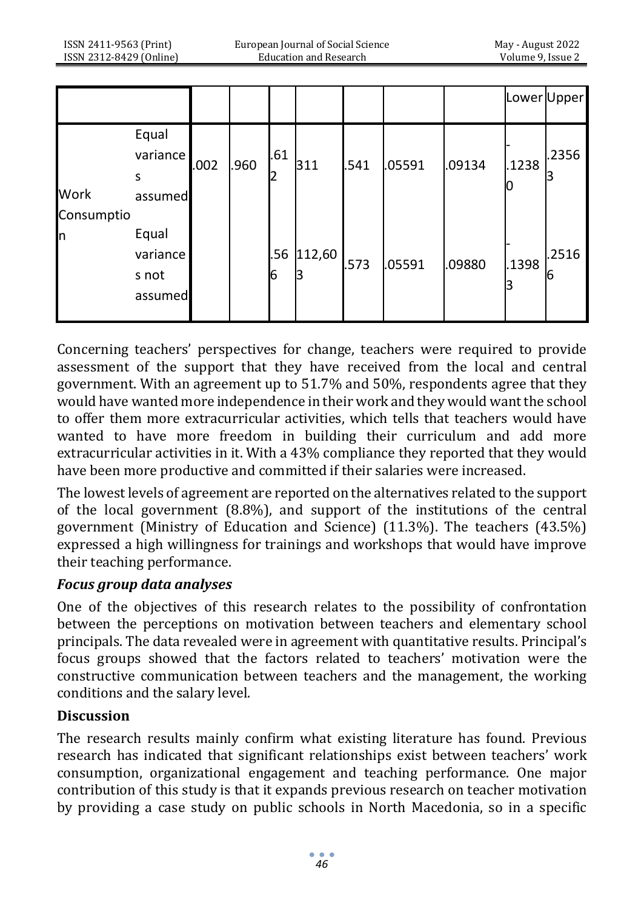| | | | | | | | | | Lower | Upper |
|---|---|---|---|---|---|---|---|---|---|---|
| Work Consumption | Equal variances assumed | .002 | .960 | .612 | 311 | .541 | .05591 | .09134 | -.12380 | .23563 |
| | Equal variances not assumed | | | .566 | 112,603 | .573 | .05591 | .09880 | -.13983 | .25166 |

Concerning teachers' perspectives for change, teachers were required to provide assessment of the support that they have received from the local and central government. With an agreement up to 51.7% and 50%, respondents agree that they would have wanted more independence in their work and they would want the school to offer them more extracurricular activities, which tells that teachers would have wanted to have more freedom in building their curriculum and add more extracurricular activities in it. With a 43% compliance they reported that they would have been more productive and committed if their salaries were increased.

The lowest levels of agreement are reported on the alternatives related to the support of the local government (8.8%), and support of the institutions of the central government (Ministry of Education and Science) (11.3%). The teachers (43.5%) expressed a high willingness for trainings and workshops that would have improve their teaching performance.

### *Focus group data analyses*

One of the objectives of this research relates to the possibility of confrontation between the perceptions on motivation between teachers and elementary school principals. The data revealed were in agreement with quantitative results. Principal's focus groups showed that the factors related to teachers' motivation were the constructive communication between teachers and the management, the working conditions and the salary level.

## Discussion

The research results mainly confirm what existing literature has found. Previous research has indicated that significant relationships exist between teachers' work consumption, organizational engagement and teaching performance. One major contribution of this study is that it expands previous research on teacher motivation by providing a case study on public schools in North Macedonia, so in a specific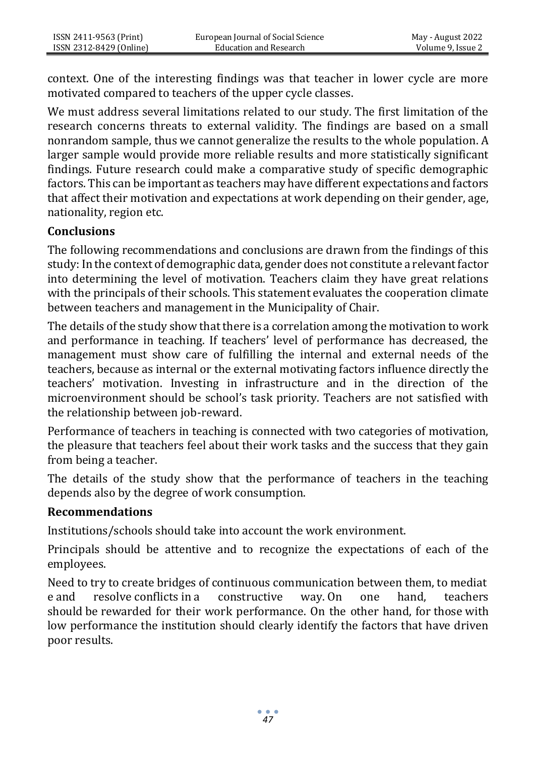context. One of the interesting findings was that teacher in lower cycle are more motivated compared to teachers of the upper cycle classes.

We must address several limitations related to our study. The first limitation of the research concerns threats to external validity. The findings are based on a small nonrandom sample, thus we cannot generalize the results to the whole population. A larger sample would provide more reliable results and more statistically significant findings. Future research could make a comparative study of specific demographic factors. This can be important as teachers may have different expectations and factors that affect their motivation and expectations at work depending on their gender, age, nationality, region etc.

## Conclusions

The following recommendations and conclusions are drawn from the findings of this study: In the context of demographic data, gender does not constitute a relevant factor into determining the level of motivation. Teachers claim they have great relations with the principals of their schools. This statement evaluates the cooperation climate between teachers and management in the Municipality of Chair.

The details of the study show that there is a correlation among the motivation to work and performance in teaching. If teachers' level of performance has decreased, the management must show care of fulfilling the internal and external needs of the teachers, because as internal or the external motivating factors influence directly the teachers' motivation. Investing in infrastructure and in the direction of the microenvironment should be school's task priority. Teachers are not satisfied with the relationship between job-reward.

Performance of teachers in teaching is connected with two categories of motivation, the pleasure that teachers feel about their work tasks and the success that they gain from being a teacher.

The details of the study show that the performance of teachers in the teaching depends also by the degree of work consumption.

## Recommendations

Institutions/schools should take into account the work environment.

Principals should be attentive and to recognize the expectations of each of the employees.

Need to try to create bridges of continuous communication between them, to mediat e and resolve conflicts in a constructive way. On one hand, teachers should be rewarded for their work performance. On the other hand, for those with low performance the institution should clearly identify the factors that have driven poor results.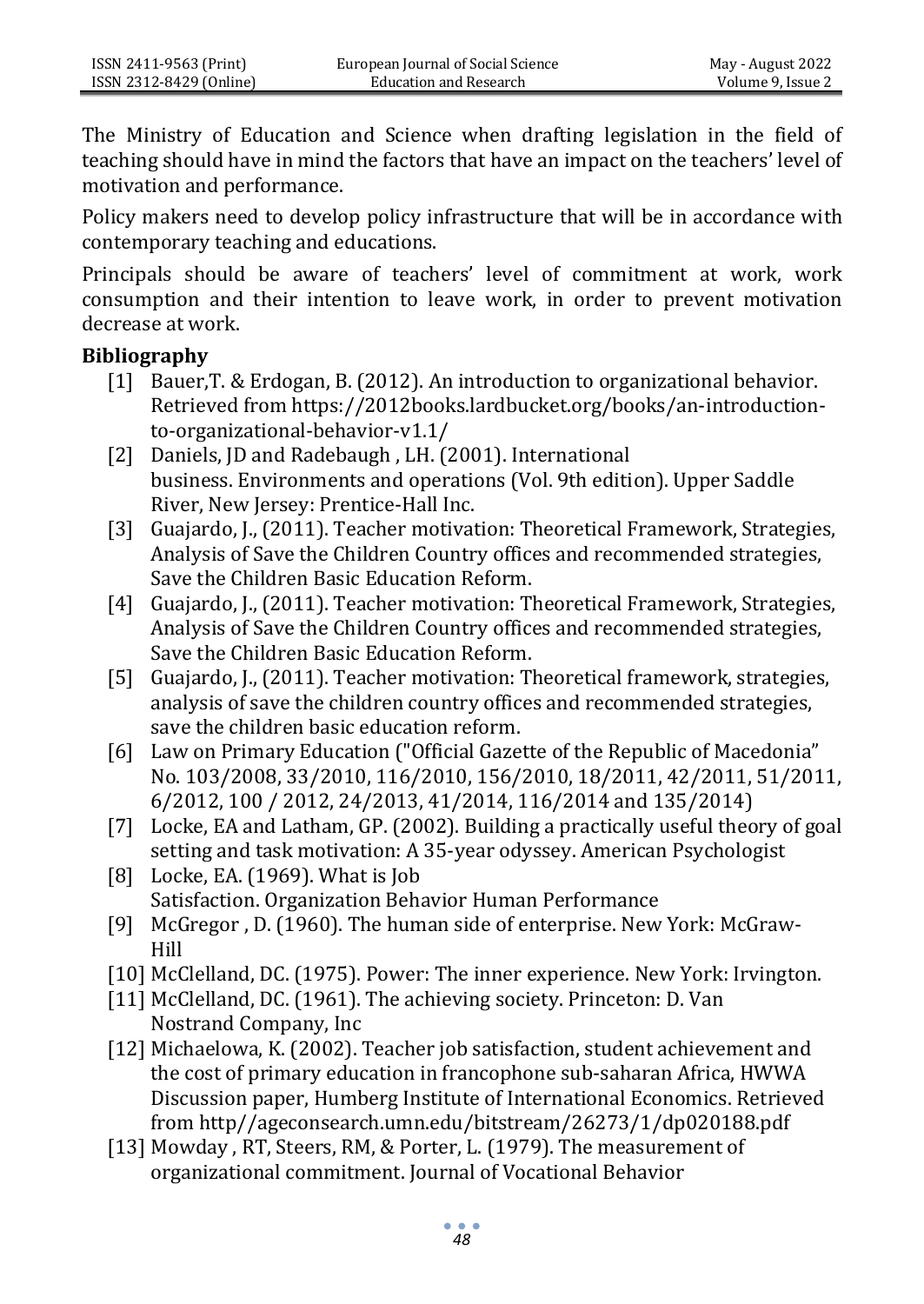The Ministry of Education and Science when drafting legislation in the field of teaching should have in mind the factors that have an impact on the teachers' level of motivation and performance.

Policy makers need to develop policy infrastructure that will be in accordance with contemporary teaching and educations.

Principals should be aware of teachers' level of commitment at work, work consumption and their intention to leave work, in order to prevent motivation decrease at work.

**Bibliography**

[1] Bauer,T. & Erdogan, B. (2012). An introduction to organizational behavior. Retrieved from https://2012books.lardbucket.org/books/an-introduction-to-organizational-behavior-v1.1/

[2] Daniels, JD and Radebaugh , LH. (2001). International business. Environments and operations (Vol. 9th edition). Upper Saddle River, New Jersey: Prentice-Hall Inc.

[3] Guajardo, J., (2011). Teacher motivation: Theoretical Framework, Strategies, Analysis of Save the Children Country offices and recommended strategies, Save the Children Basic Education Reform.

[4] Guajardo, J., (2011). Teacher motivation: Theoretical Framework, Strategies, Analysis of Save the Children Country offices and recommended strategies, Save the Children Basic Education Reform.

[5] Guajardo, J., (2011). Teacher motivation: Theoretical framework, strategies, analysis of save the children country offices and recommended strategies, save the children basic education reform.

[6] Law on Primary Education ("Official Gazette of the Republic of Macedonia" No. 103/2008, 33/2010, 116/2010, 156/2010, 18/2011, 42/2011, 51/2011, 6/2012, 100 / 2012, 24/2013, 41/2014, 116/2014 and 135/2014)

[7] Locke, EA and Latham, GP. (2002). Building a practically useful theory of goal setting and task motivation: A 35-year odyssey. American Psychologist

[8] Locke, EA. (1969). What is Job Satisfaction. Organization Behavior Human Performance

[9] McGregor , D. (1960). The human side of enterprise. New York: McGraw-Hill

[10] McClelland, DC. (1975). Power: The inner experience. New York: Irvington.

[11] McClelland, DC. (1961). The achieving society. Princeton: D. Van Nostrand Company, Inc

[12] Michaelowa, K. (2002). Teacher job satisfaction, student achievement and the cost of primary education in francophone sub-saharan Africa, HWWA Discussion paper, Humberg Institute of International Economics. Retrieved from http//ageconsearch.umn.edu/bitstream/26273/1/dp020188.pdf

[13] Mowday , RT, Steers, RM, & Porter, L. (1979). The measurement of organizational commitment. Journal of Vocational Behavior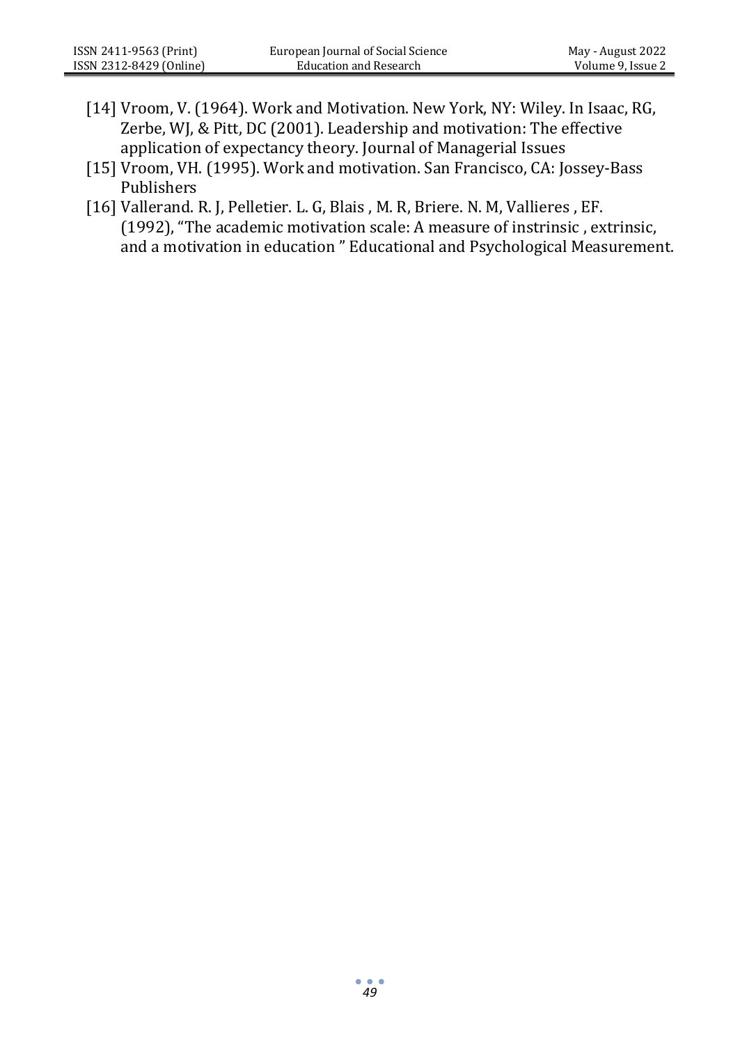[14] Vroom, V. (1964). Work and Motivation. New York, NY: Wiley. In Isaac, RG, Zerbe, WJ, & Pitt, DC (2001). Leadership and motivation: The effective application of expectancy theory. Journal of Managerial Issues

[15] Vroom, VH. (1995). Work and motivation. San Francisco, CA: Jossey-Bass Publishers

[16] Vallerand. R. J, Pelletier. L. G, Blais , M. R, Briere. N. M, Vallieres , EF. (1992), "The academic motivation scale: A measure of instrinsic , extrinsic, and a motivation in education " Educational and Psychological Measurement.